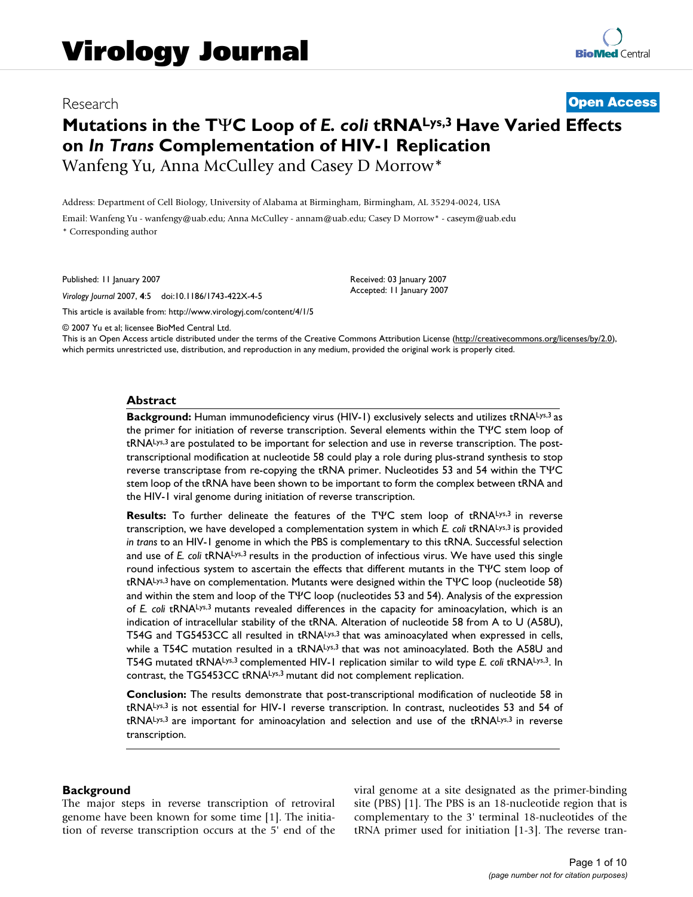Virology Journal

Research

Open Access

# Mutations in the TΨC Loop of *E. coli* tRNA$^{Lys,3}$ Have Varied Effects on *In Trans* Complementation of HIV-1 Replication

Wanfeng Yu, Anna McCulley and Casey D Morrow*

Address: Department of Cell Biology, University of Alabama at Birmingham, Birmingham, AL 35294-0024, USA

Email: Wanfeng Yu - wanfengy@uab.edu; Anna McCulley - annam@uab.edu; Casey D Morrow* - caseym@uab.edu

\* Corresponding author

Published: 11 January 2007

*Virology Journal* 2007, **4**:5 doi:10.1186/1743-422X-4-5

Received: 03 January 2007
Accepted: 11 January 2007

This article is available from: http://www.virologyj.com/content/4/1/5

© 2007 Yu et al; licensee BioMed Central Ltd.

This is an Open Access article distributed under the terms of the Creative Commons Attribution License (http://creativecommons.org/licenses/by/2.0), which permits unrestricted use, distribution, and reproduction in any medium, provided the original work is properly cited.

## Abstract

**Background:** Human immunodeficiency virus (HIV-1) exclusively selects and utilizes tRNA$^{Lys,3}$ as the primer for initiation of reverse transcription. Several elements within the TΨC stem loop of tRNA$^{Lys,3}$ are postulated to be important for selection and use in reverse transcription. The post-transcriptional modification at nucleotide 58 could play a role during plus-strand synthesis to stop reverse transcriptase from re-copying the tRNA primer. Nucleotides 53 and 54 within the TΨC stem loop of the tRNA have been shown to be important to form the complex between tRNA and the HIV-1 viral genome during initiation of reverse transcription.

**Results:** To further delineate the features of the TΨC stem loop of tRNA$^{Lys,3}$ in reverse transcription, we have developed a complementation system in which *E. coli* tRNA$^{Lys,3}$ is provided *in trans* to an HIV-1 genome in which the PBS is complementary to this tRNA. Successful selection and use of *E. coli* tRNA$^{Lys,3}$ results in the production of infectious virus. We have used this single round infectious system to ascertain the effects that different mutants in the TΨC stem loop of tRNA$^{Lys,3}$ have on complementation. Mutants were designed within the TΨC loop (nucleotide 58) and within the stem and loop of the TΨC loop (nucleotides 53 and 54). Analysis of the expression of *E. coli* tRNA$^{Lys,3}$ mutants revealed differences in the capacity for aminoacylation, which is an indication of intracellular stability of the tRNA. Alteration of nucleotide 58 from A to U (A58U), T54G and TG5453CC all resulted in tRNA$^{Lys,3}$ that was aminoacylated when expressed in cells, while a T54C mutation resulted in a tRNA$^{Lys,3}$ that was not aminoacylated. Both the A58U and T54G mutated tRNA$^{Lys,3}$ complemented HIV-1 replication similar to wild type *E. coli* tRNA$^{Lys,3}$. In contrast, the TG5453CC tRNA$^{Lys,3}$ mutant did not complement replication.

**Conclusion:** The results demonstrate that post-transcriptional modification of nucleotide 58 in tRNA$^{Lys,3}$ is not essential for HIV-1 reverse transcription. In contrast, nucleotides 53 and 54 of tRNA$^{Lys,3}$ are important for aminoacylation and selection and use of the tRNA$^{Lys,3}$ in reverse transcription.

## Background

The major steps in reverse transcription of retroviral genome have been known for some time [1]. The initiation of reverse transcription occurs at the 5' end of the viral genome at a site designated as the primer-binding site (PBS) [1]. The PBS is an 18-nucleotide region that is complementary to the 3' terminal 18-nucleotides of the tRNA primer used for initiation [1-3]. The reverse tran-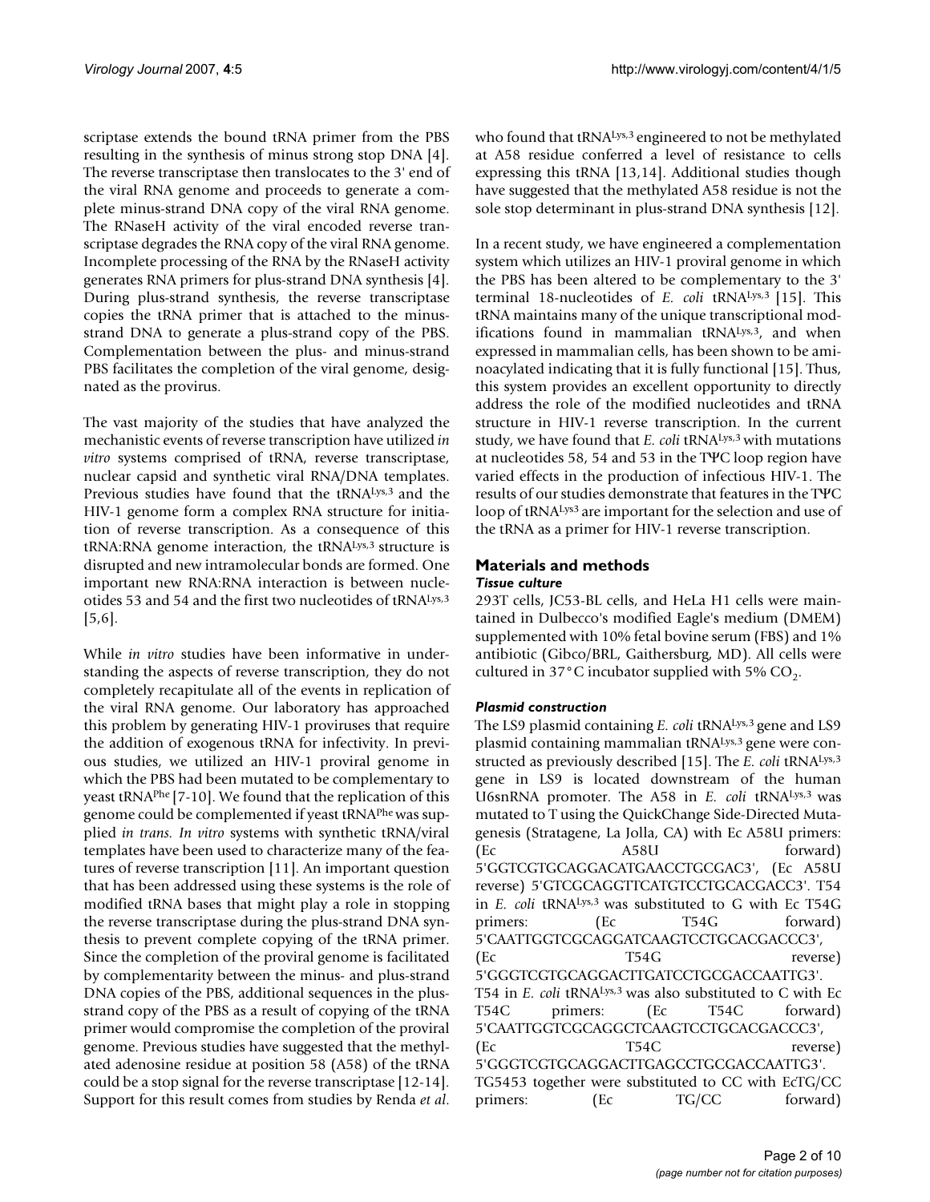scriptase extends the bound tRNA primer from the PBS resulting in the synthesis of minus strong stop DNA [4]. The reverse transcriptase then translocates to the 3' end of the viral RNA genome and proceeds to generate a complete minus-strand DNA copy of the viral RNA genome. The RNaseH activity of the viral encoded reverse transcriptase degrades the RNA copy of the viral RNA genome. Incomplete processing of the RNA by the RNaseH activity generates RNA primers for plus-strand DNA synthesis [4]. During plus-strand synthesis, the reverse transcriptase copies the tRNA primer that is attached to the minus-strand DNA to generate a plus-strand copy of the PBS. Complementation between the plus- and minus-strand PBS facilitates the completion of the viral genome, designated as the provirus.

The vast majority of the studies that have analyzed the mechanistic events of reverse transcription have utilized *in vitro* systems comprised of tRNA, reverse transcriptase, nuclear capsid and synthetic viral RNA/DNA templates. Previous studies have found that the $tRNA^{Lys,3}$ and the HIV-1 genome form a complex RNA structure for initiation of reverse transcription. As a consequence of this tRNA:RNA genome interaction, the $tRNA^{Lys,3}$ structure is disrupted and new intramolecular bonds are formed. One important new RNA:RNA interaction is between nucleotides 53 and 54 and the first two nucleotides of $tRNA^{Lys,3}$ [5,6].

While *in vitro* studies have been informative in understanding the aspects of reverse transcription, they do not completely recapitulate all of the events in replication of the viral RNA genome. Our laboratory has approached this problem by generating HIV-1 proviruses that require the addition of exogenous tRNA for infectivity. In previous studies, we utilized an HIV-1 proviral genome in which the PBS had been mutated to be complementary to yeast $tRNA^{Phe}$ [7-10]. We found that the replication of this genome could be complemented if yeast $tRNA^{Phe}$ was supplied *in trans*. *In vitro* systems with synthetic tRNA/viral templates have been used to characterize many of the features of reverse transcription [11]. An important question that has been addressed using these systems is the role of modified tRNA bases that might play a role in stopping the reverse transcriptase during the plus-strand DNA synthesis to prevent complete copying of the tRNA primer. Since the completion of the proviral genome is facilitated by complementarity between the minus- and plus-strand DNA copies of the PBS, additional sequences in the plus-strand copy of the PBS as a result of copying of the tRNA primer would compromise the completion of the proviral genome. Previous studies have suggested that the methylated adenosine residue at position 58 (A58) of the tRNA could be a stop signal for the reverse transcriptase [12-14]. Support for this result comes from studies by Renda *et al*. who found that $tRNA^{Lys,3}$ engineered to not be methylated at A58 residue conferred a level of resistance to cells expressing this tRNA [13,14]. Additional studies though have suggested that the methylated A58 residue is not the sole stop determinant in plus-strand DNA synthesis [12].

In a recent study, we have engineered a complementation system which utilizes an HIV-1 proviral genome in which the PBS has been altered to be complementary to the 3' terminal 18-nucleotides of *E. coli* $tRNA^{Lys,3}$ [15]. This tRNA maintains many of the unique transcriptional modifications found in mammalian $tRNA^{Lys,3}$, and when expressed in mammalian cells, has been shown to be aminoacylated indicating that it is fully functional [15]. Thus, this system provides an excellent opportunity to directly address the role of the modified nucleotides and tRNA structure in HIV-1 reverse transcription. In the current study, we have found that *E. coli* $tRNA^{Lys,3}$ with mutations at nucleotides 58, 54 and 53 in the TΨC loop region have varied effects in the production of infectious HIV-1. The results of our studies demonstrate that features in the TΨC loop of $tRNA^{Lys3}$ are important for the selection and use of the tRNA as a primer for HIV-1 reverse transcription.

## Materials and methods

### *Tissue culture*

293T cells, JC53-BL cells, and HeLa H1 cells were maintained in Dulbecco's modified Eagle's medium (DMEM) supplemented with 10% fetal bovine serum (FBS) and 1% antibiotic (Gibco/BRL, Gaithersburg, MD). All cells were cultured in 37°C incubator supplied with 5% $CO_2$.

### *Plasmid construction*

The LS9 plasmid containing *E. coli* $tRNA^{Lys,3}$ gene and LS9 plasmid containing mammalian $tRNA^{Lys,3}$ gene were constructed as previously described [15]. The *E. coli* $tRNA^{Lys,3}$ gene in LS9 is located downstream of the human U6snRNA promoter. The A58 in *E. coli* $tRNA^{Lys,3}$ was mutated to T using the QuickChange Side-Directed Mutagenesis (Stratagene, La Jolla, CA) with Ec A58U primers: (Ec A58U forward) 5'GGTCGTGCAGGACATGAACCTGCGAC3', (Ec A58U reverse) 5'GTCGCAGGTTCATGTCCTGCACGACC3'. T54 in *E. coli* $tRNA^{Lys,3}$ was substituted to G with Ec T54G primers: (Ec T54G forward) 5'CAATTGGTCGCAGGATCAAGTCCTGCACGACCC3', (Ec T54G reverse) 5'GGGTCGTGCAGGACTTGATCCTGCGACCAATTG3'. T54 in *E. coli* $tRNA^{Lys,3}$ was also substituted to C with Ec T54C primers: (Ec T54C forward) 5'CAATTGGTCGCAGGCTCAAGTCCTGCACGACCC3', (Ec T54C reverse) 5'GGGTCGTGCAGGACTTGAGCCTGCGACCAATTG3'. TG5453 together were substituted to CC with EcTG/CC primers: (Ec TG/CC forward)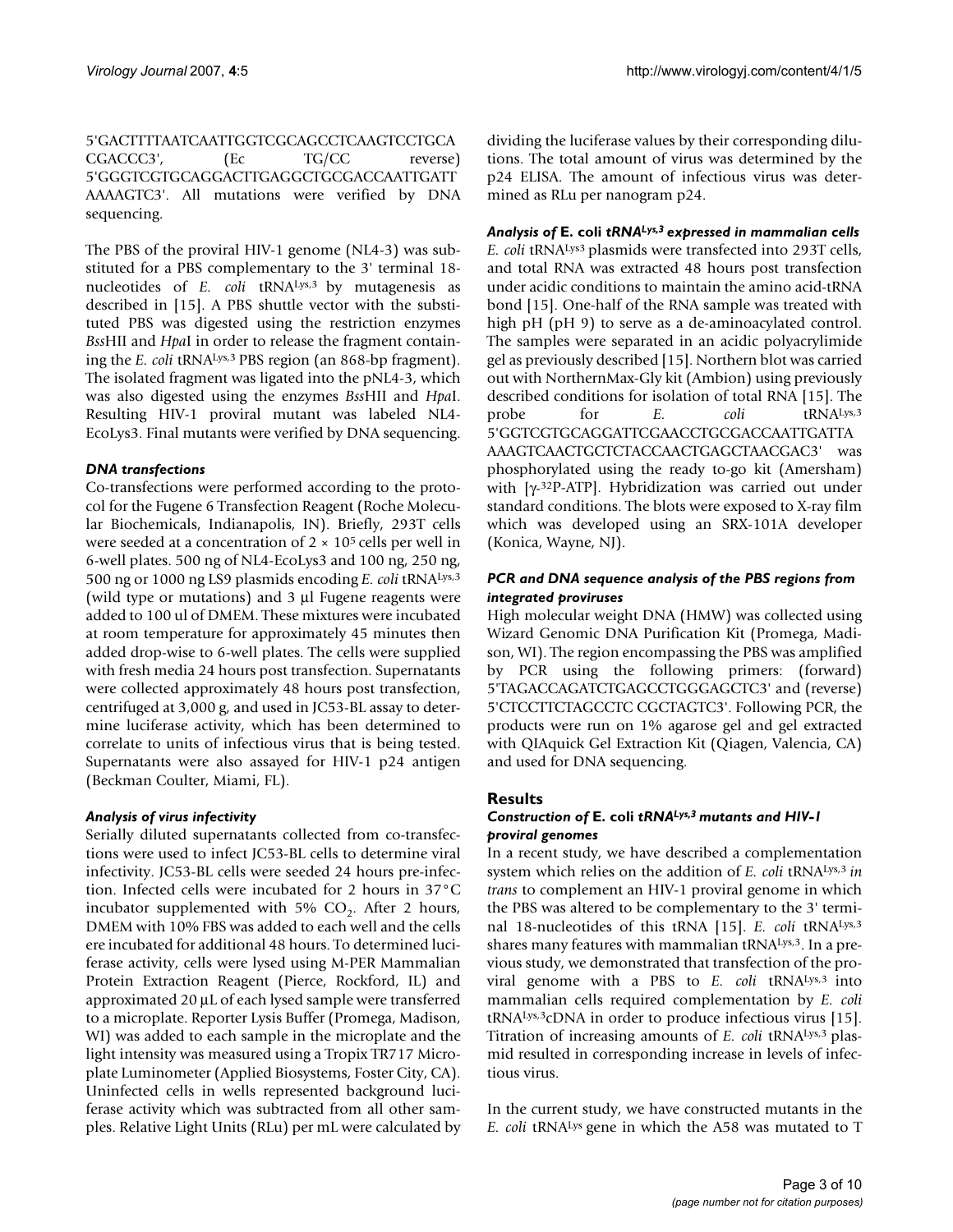5'GACTTTTAATCAATTGGTCGCAGCCTCAAGTCCTGCA CGACCC3', (Ec TG/CC reverse) 5'GGGTCGTGCAGGACTTGAGGCTGCGACCAATTGATT AAAAGTC3'. All mutations were verified by DNA sequencing.

The PBS of the proviral HIV-1 genome (NL4-3) was substituted for a PBS complementary to the 3' terminal 18-nucleotides of *E. coli* tRNA$^{Lys,3}$ by mutagenesis as described in [15]. A PBS shuttle vector with the substituted PBS was digested using the restriction enzymes *Bss*HII and *Hpa*I in order to release the fragment containing the *E. coli* tRNA$^{Lys,3}$ PBS region (an 868-bp fragment). The isolated fragment was ligated into the pNL4-3, which was also digested using the enzymes *Bss*HII and *Hpa*I. Resulting HIV-1 proviral mutant was labeled NL4-EcoLys3. Final mutants were verified by DNA sequencing.

### *DNA transfections*

Co-transfections were performed according to the protocol for the Fugene 6 Transfection Reagent (Roche Molecular Biochemicals, Indianapolis, IN). Briefly, 293T cells were seeded at a concentration of $2 \times 10^5$ cells per well in 6-well plates. 500 ng of NL4-EcoLys3 and 100 ng, 250 ng, 500 ng or 1000 ng LS9 plasmids encoding *E. coli* tRNA$^{Lys,3}$ (wild type or mutations) and 3 µl Fugene reagents were added to 100 ul of DMEM. These mixtures were incubated at room temperature for approximately 45 minutes then added drop-wise to 6-well plates. The cells were supplied with fresh media 24 hours post transfection. Supernatants were collected approximately 48 hours post transfection, centrifuged at 3,000 g, and used in JC53-BL assay to determine luciferase activity, which has been determined to correlate to units of infectious virus that is being tested. Supernatants were also assayed for HIV-1 p24 antigen (Beckman Coulter, Miami, FL).

### *Analysis of virus infectivity*

Serially diluted supernatants collected from co-transfections were used to infect JC53-BL cells to determine viral infectivity. JC53-BL cells were seeded 24 hours pre-infection. Infected cells were incubated for 2 hours in 37°C incubator supplemented with 5% $CO_2$. After 2 hours, DMEM with 10% FBS was added to each well and the cells ere incubated for additional 48 hours. To determined luciferase activity, cells were lysed using M-PER Mammalian Protein Extraction Reagent (Pierce, Rockford, IL) and approximated 20 µL of each lysed sample were transferred to a microplate. Reporter Lysis Buffer (Promega, Madison, WI) was added to each sample in the microplate and the light intensity was measured using a Tropix TR717 Microplate Luminometer (Applied Biosystems, Foster City, CA). Uninfected cells in wells represented background luciferase activity which was subtracted from all other samples. Relative Light Units (RLu) per mL were calculated by dividing the luciferase values by their corresponding dilutions. The total amount of virus was determined by the p24 ELISA. The amount of infectious virus was determined as RLu per nanogram p24.

### *Analysis of* E. coli *tRNA$^{Lys,3}$ expressed in mammalian cells*

*E. coli* tRNA$^{Lys3}$ plasmids were transfected into 293T cells, and total RNA was extracted 48 hours post transfection under acidic conditions to maintain the amino acid-tRNA bond [15]. One-half of the RNA sample was treated with high pH (pH 9) to serve as a de-aminoacylated control. The samples were separated in an acidic polyacrylimide gel as previously described [15]. Northern blot was carried out with NorthernMax-Gly kit (Ambion) using previously described conditions for isolation of total RNA [15]. The probe for *E. coli* tRNA$^{Lys,3}$ 5'GGTCGTGCAGGATTCGAACCTGCGACCAATTGATTA AAAGTCAACTGCTCTACCAACTGAGCTAACGAC3' was phosphorylated using the ready to-go kit (Amersham) with [$\gamma$-$^{32}$P-ATP]. Hybridization was carried out under standard conditions. The blots were exposed to X-ray film which was developed using an SRX-101A developer (Konica, Wayne, NJ).

### *PCR and DNA sequence analysis of the PBS regions from integrated proviruses*

High molecular weight DNA (HMW) was collected using Wizard Genomic DNA Purification Kit (Promega, Madison, WI). The region encompassing the PBS was amplified by PCR using the following primers: (forward) 5'TAGACCAGATCTGAGCCTGGGAGCTC3' and (reverse) 5'CTCCTTCTAGCCTC CGCTAGTC3'. Following PCR, the products were run on 1% agarose gel and gel extracted with QIAquick Gel Extraction Kit (Qiagen, Valencia, CA) and used for DNA sequencing.

## Results

### *Construction of* E. coli *tRNA$^{Lys,3}$ mutants and HIV-1 proviral genomes*

In a recent study, we have described a complementation system which relies on the addition of *E. coli* tRNA$^{Lys,3}$ *in trans* to complement an HIV-1 proviral genome in which the PBS was altered to be complementary to the 3' terminal 18-nucleotides of this tRNA [15]. *E. coli* tRNA$^{Lys,3}$ shares many features with mammalian tRNA$^{Lys,3}$. In a previous study, we demonstrated that transfection of the proviral genome with a PBS to *E. coli* tRNA$^{Lys,3}$ into mammalian cells required complementation by *E. coli* tRNA$^{Lys,3}$cDNA in order to produce infectious virus [15]. Titration of increasing amounts of *E. coli* tRNA$^{Lys,3}$ plasmid resulted in corresponding increase in levels of infectious virus.

In the current study, we have constructed mutants in the *E. coli* tRNA$^{Lys}$ gene in which the A58 was mutated to T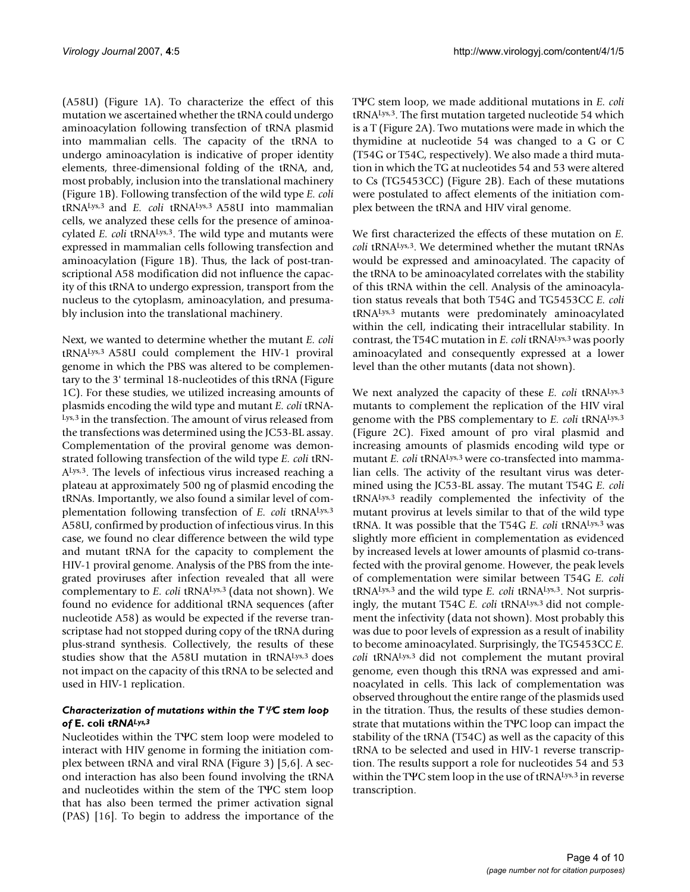(A58U) (Figure 1A). To characterize the effect of this mutation we ascertained whether the tRNA could undergo aminoacylation following transfection of tRNA plasmid into mammalian cells. The capacity of the tRNA to undergo aminoacylation is indicative of proper identity elements, three-dimensional folding of the tRNA, and, most probably, inclusion into the translational machinery (Figure 1B). Following transfection of the wild type *E. coli* $tRNA^{Lys,3}$ and *E. coli* $tRNA^{Lys,3}$ A58U into mammalian cells, we analyzed these cells for the presence of aminoacylated *E. coli* $tRNA^{Lys,3}$. The wild type and mutants were expressed in mammalian cells following transfection and aminoacylation (Figure 1B). Thus, the lack of post-transcriptional A58 modification did not influence the capacity of this tRNA to undergo expression, transport from the nucleus to the cytoplasm, aminoacylation, and presumably inclusion into the translational machinery.

Next, we wanted to determine whether the mutant *E. coli* $tRNA^{Lys,3}$ A58U could complement the HIV-1 proviral genome in which the PBS was altered to be complementary to the 3' terminal 18-nucleotides of this tRNA (Figure 1C). For these studies, we utilized increasing amounts of plasmids encoding the wild type and mutant *E. coli* $tRNA^{Lys,3}$ in the transfection. The amount of virus released from the transfections was determined using the JC53-BL assay. Complementation of the proviral genome was demonstrated following transfection of the wild type *E. coli* $tRNA^{Lys,3}$. The levels of infectious virus increased reaching a plateau at approximately 500 ng of plasmid encoding the tRNAs. Importantly, we also found a similar level of complementation following transfection of *E. coli* $tRNA^{Lys,3}$ A58U, confirmed by production of infectious virus. In this case, we found no clear difference between the wild type and mutant tRNA for the capacity to complement the HIV-1 proviral genome. Analysis of the PBS from the integrated proviruses after infection revealed that all were complementary to *E. coli* $tRNA^{Lys,3}$ (data not shown). We found no evidence for additional tRNA sequences (after nucleotide A58) as would be expected if the reverse transcriptase had not stopped during copy of the tRNA during plus-strand synthesis. Collectively, the results of these studies show that the A58U mutation in $tRNA^{Lys,3}$ does not impact on the capacity of this tRNA to be selected and used in HIV-1 replication.

### *Characterization of mutations within the TΨC stem loop of* E. coli *$tRNA^{Lys,3}$*

Nucleotides within the TΨC stem loop were modeled to interact with HIV genome in forming the initiation complex between tRNA and viral RNA (Figure 3) [5,6]. A second interaction has also been found involving the tRNA and nucleotides within the stem of the TΨC stem loop that has also been termed the primer activation signal (PAS) [16]. To begin to address the importance of the TΨC stem loop, we made additional mutations in *E. coli* $tRNA^{Lys,3}$. The first mutation targeted nucleotide 54 which is a T (Figure 2A). Two mutations were made in which the thymidine at nucleotide 54 was changed to a G or C (T54G or T54C, respectively). We also made a third mutation in which the TG at nucleotides 54 and 53 were altered to Cs (TG5453CC) (Figure 2B). Each of these mutations were postulated to affect elements of the initiation complex between the tRNA and HIV viral genome.

We first characterized the effects of these mutation on *E. coli* $tRNA^{Lys,3}$. We determined whether the mutant tRNAs would be expressed and aminoacylated. The capacity of the tRNA to be aminoacylated correlates with the stability of this tRNA within the cell. Analysis of the aminoacylation status reveals that both T54G and TG5453CC *E. coli* $tRNA^{Lys,3}$ mutants were predominately aminoacylated within the cell, indicating their intracellular stability. In contrast, the T54C mutation in *E. coli* $tRNA^{Lys,3}$ was poorly aminoacylated and consequently expressed at a lower level than the other mutants (data not shown).

We next analyzed the capacity of these *E. coli* $tRNA^{Lys,3}$ mutants to complement the replication of the HIV viral genome with the PBS complementary to *E. coli* $tRNA^{Lys,3}$ (Figure 2C). Fixed amount of pro viral plasmid and increasing amounts of plasmids encoding wild type or mutant *E. coli* $tRNA^{Lys,3}$ were co-transfected into mammalian cells. The activity of the resultant virus was determined using the JC53-BL assay. The mutant T54G *E. coli* $tRNA^{Lys,3}$ readily complemented the infectivity of the mutant provirus at levels similar to that of the wild type tRNA. It was possible that the T54G *E. coli* $tRNA^{Lys,3}$ was slightly more efficient in complementation as evidenced by increased levels at lower amounts of plasmid co-transfected with the proviral genome. However, the peak levels of complementation were similar between T54G *E. coli* $tRNA^{Lys,3}$ and the wild type *E. coli* $tRNA^{Lys,3}$. Not surprisingly, the mutant T54C *E. coli* $tRNA^{Lys,3}$ did not complement the infectivity (data not shown). Most probably this was due to poor levels of expression as a result of inability to become aminoacylated. Surprisingly, the TG5453CC *E. coli* $tRNA^{Lys,3}$ did not complement the mutant proviral genome, even though this tRNA was expressed and aminoacylated in cells. This lack of complementation was observed throughout the entire range of the plasmids used in the titration. Thus, the results of these studies demonstrate that mutations within the TΨC loop can impact the stability of the tRNA (T54C) as well as the capacity of this tRNA to be selected and used in HIV-1 reverse transcription. The results support a role for nucleotides 54 and 53 within the TΨC stem loop in the use of $tRNA^{Lys,3}$ in reverse transcription.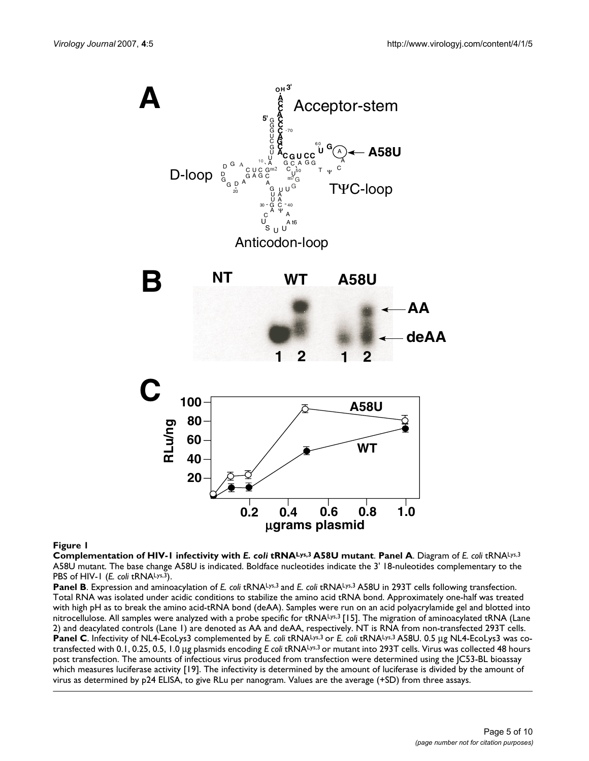**Figure 1**

**Complementation of HIV-1 infectivity with *E. coli* tRNA[Lys,3] A58U mutant**. **Panel A**. Diagram of *E. coli* tRNA[Lys,3] A58U mutant. The base change A58U is indicated. Boldface nucleotides indicate the 3' 18-nuleotides complementary to the PBS of HIV-1 (*E. coli* tRNA[Lys,3]).

**Panel B**. Expression and aminoacylation of *E. coli* tRNA[Lys,3] and *E. coli* tRNA[Lys,3] A58U in 293T cells following transfection. Total RNA was isolated under acidic conditions to stabilize the amino acid tRNA bond. Approximately one-half was treated with high pH as to break the amino acid-tRNA bond (deAA). Samples were run on an acid polyacrylamide gel and blotted into nitrocellulose. All samples were analyzed with a probe specific for tRNA[Lys,3] [15]. The migration of aminoacylated tRNA (Lane 2) and deacylated controls (Lane 1) are denoted as AA and deAA, respectively. NT is RNA from non-transfected 293T cells.

**Panel C**. Infectivity of NL4-EcoLys3 complemented by *E. coli* tRNA[Lys,3] or *E. coli* tRNA[Lys,3] A58U. 0.5 μg NL4-EcoLys3 was co-transfected with 0.1, 0.25, 0.5, 1.0 μg plasmids encoding *E coli* tRNA[Lys,3] or mutant into 293T cells. Virus was collected 48 hours post transfection. The amounts of infectious virus produced from transfection were determined using the JC53-BL bioassay which measures luciferase activity [19]. The infectivity is determined by the amount of luciferase is divided by the amount of virus as determined by p24 ELISA, to give RLu per nanogram. Values are the average (+SD) from three assays.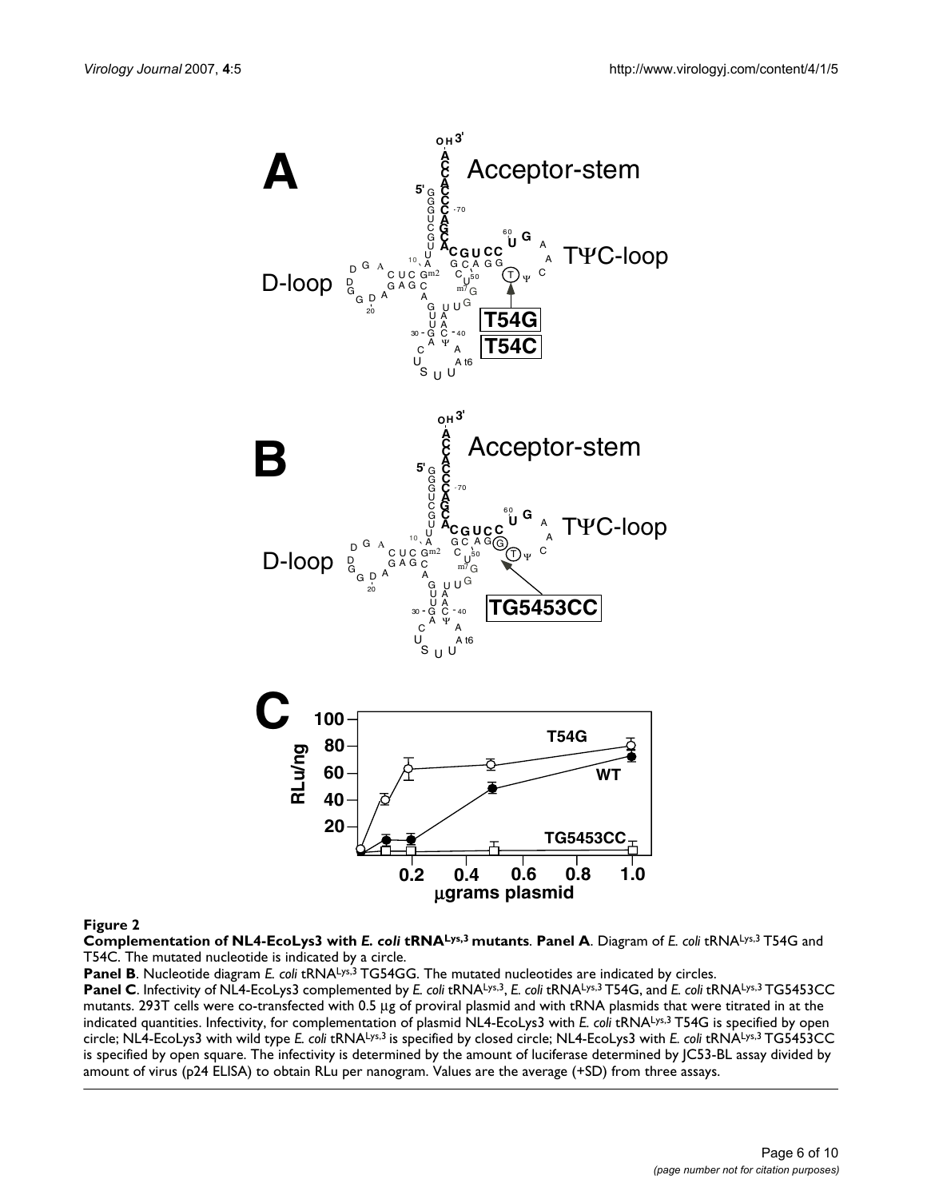**Figure 2**

**Complementation of NL4-EcoLys3 with *E. coli* tRNA$^{Lys,3}$ mutants**. **Panel A**. Diagram of *E. coli* tRNA$^{Lys,3}$ T54G and T54C. The mutated nucleotide is indicated by a circle.

**Panel B**. Nucleotide diagram *E. coli* tRNA$^{Lys,3}$ TG54GG. The mutated nucleotides are indicated by circles.

**Panel C**. Infectivity of NL4-EcoLys3 complemented by *E. coli* tRNA$^{Lys,3}$, *E. coli* tRNA$^{Lys,3}$ T54G, and *E. coli* tRNA$^{Lys,3}$ TG5453CC mutants. 293T cells were co-transfected with 0.5 μg of proviral plasmid and with tRNA plasmids that were titrated in at the indicated quantities. Infectivity, for complementation of plasmid NL4-EcoLys3 with *E. coli* tRNA$^{Lys,3}$ T54G is specified by open circle; NL4-EcoLys3 with wild type *E. coli* tRNA$^{Lys,3}$ is specified by closed circle; NL4-EcoLys3 with *E. coli* tRNA$^{Lys,3}$ TG5453CC is specified by open square. The infectivity is determined by the amount of luciferase determined by JC53-BL assay divided by amount of virus (p24 ELISA) to obtain RLu per nanogram. Values are the average (+SD) from three assays.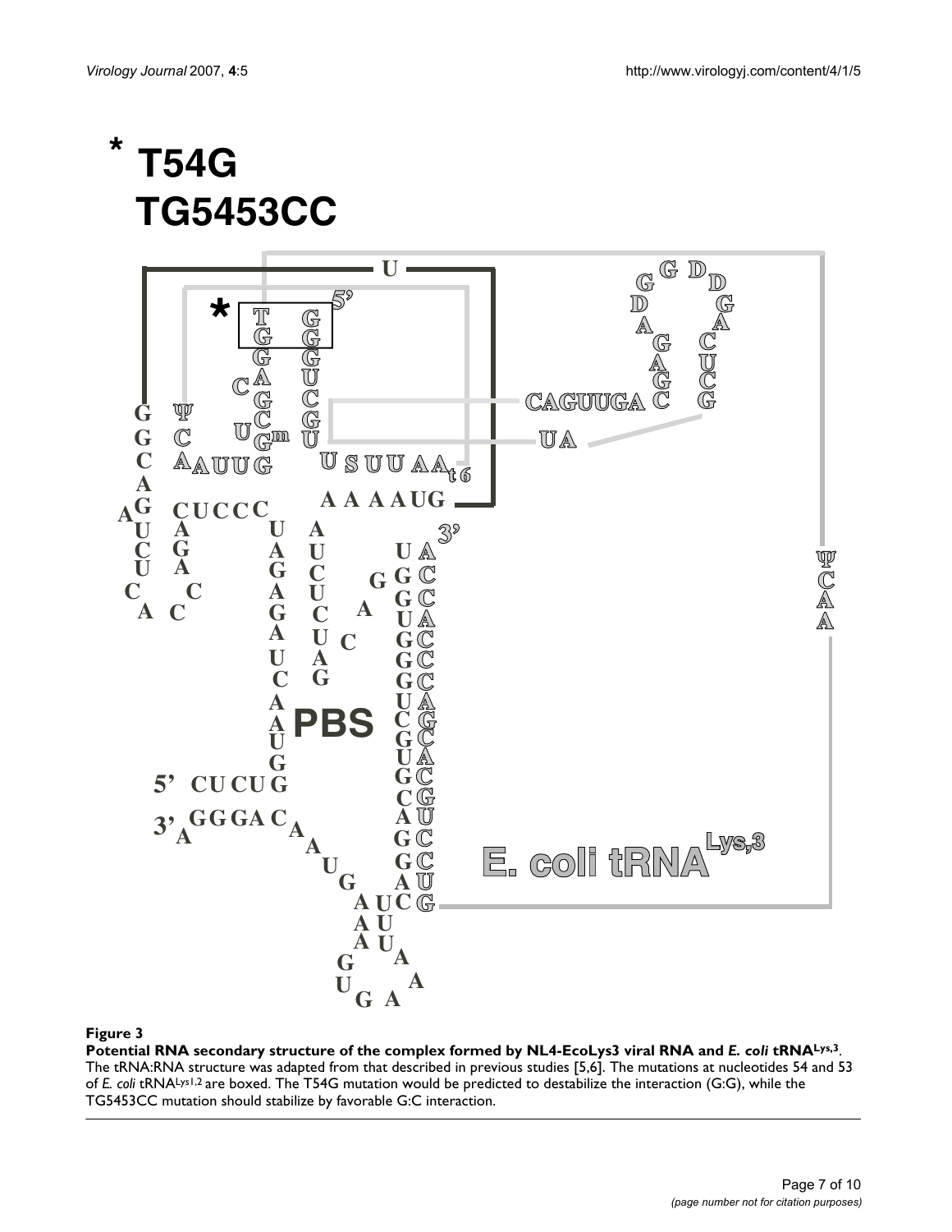\* T54G
TG5453CC

**Figure 3**

**Potential RNA secondary structure of the complex formed by NL4-EcoLys3 viral RNA and *E. coli* tRNA[Lys,3].** The tRNA:RNA structure was adapted from that described in previous studies [5,6]. The mutations at nucleotides 54 and 53 of *E. coli* tRNA[Lys1,2] are boxed. The T54G mutation would be predicted to destabilize the interaction (G:G), while the TG5453CC mutation should stabilize by favorable G:C interaction.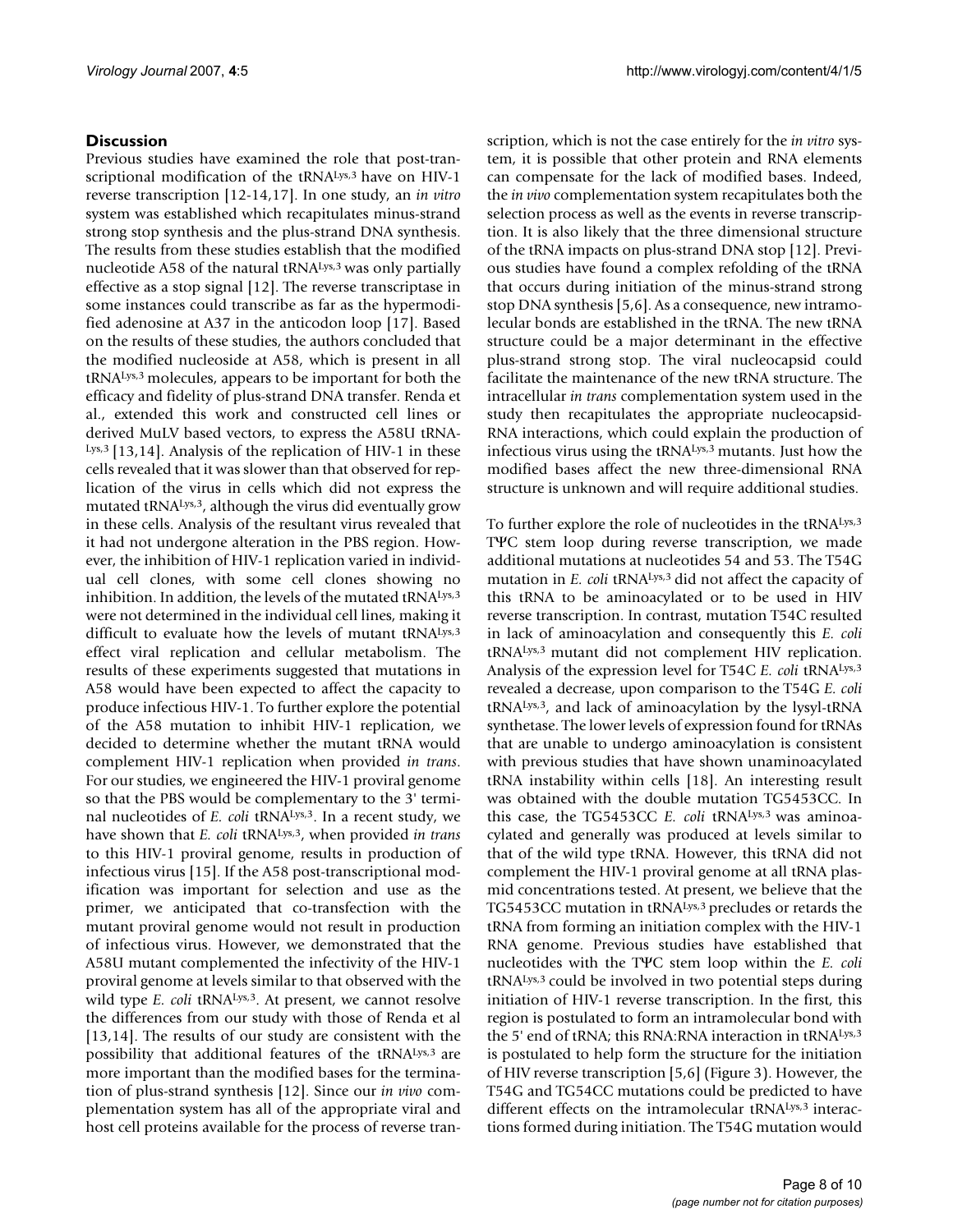## Discussion

Previous studies have examined the role that post-transcriptional modification of the tRNA$^{Lys,3}$ have on HIV-1 reverse transcription [12-14,17]. In one study, an *in vitro* system was established which recapitulates minus-strand strong stop synthesis and the plus-strand DNA synthesis. The results from these studies establish that the modified nucleotide A58 of the natural tRNA$^{Lys,3}$ was only partially effective as a stop signal [12]. The reverse transcriptase in some instances could transcribe as far as the hypermodified adenosine at A37 in the anticodon loop [17]. Based on the results of these studies, the authors concluded that the modified nucleoside at A58, which is present in all tRNA$^{Lys,3}$ molecules, appears to be important for both the efficacy and fidelity of plus-strand DNA transfer. Renda et al., extended this work and constructed cell lines or derived MuLV based vectors, to express the A58U tRNA-$^{Lys,3}$ [13,14]. Analysis of the replication of HIV-1 in these cells revealed that it was slower than that observed for replication of the virus in cells which did not express the mutated tRNA$^{Lys,3}$, although the virus did eventually grow in these cells. Analysis of the resultant virus revealed that it had not undergone alteration in the PBS region. However, the inhibition of HIV-1 replication varied in individual cell clones, with some cell clones showing no inhibition. In addition, the levels of the mutated tRNA$^{Lys,3}$ were not determined in the individual cell lines, making it difficult to evaluate how the levels of mutant tRNA$^{Lys,3}$ effect viral replication and cellular metabolism. The results of these experiments suggested that mutations in A58 would have been expected to affect the capacity to produce infectious HIV-1. To further explore the potential of the A58 mutation to inhibit HIV-1 replication, we decided to determine whether the mutant tRNA would complement HIV-1 replication when provided *in trans*. For our studies, we engineered the HIV-1 proviral genome so that the PBS would be complementary to the 3' terminal nucleotides of *E. coli* tRNA$^{Lys,3}$. In a recent study, we have shown that *E. coli* tRNA$^{Lys,3}$, when provided *in trans* to this HIV-1 proviral genome, results in production of infectious virus [15]. If the A58 post-transcriptional modification was important for selection and use as the primer, we anticipated that co-transfection with the mutant proviral genome would not result in production of infectious virus. However, we demonstrated that the A58U mutant complemented the infectivity of the HIV-1 proviral genome at levels similar to that observed with the wild type *E. coli* tRNA$^{Lys,3}$. At present, we cannot resolve the differences from our study with those of Renda et al [13,14]. The results of our study are consistent with the possibility that additional features of the tRNA$^{Lys,3}$ are more important than the modified bases for the termination of plus-strand synthesis [12]. Since our *in vivo* complementation system has all of the appropriate viral and host cell proteins available for the process of reverse transcription, which is not the case entirely for the *in vitro* system, it is possible that other protein and RNA elements can compensate for the lack of modified bases. Indeed, the *in vivo* complementation system recapitulates both the selection process as well as the events in reverse transcription. It is also likely that the three dimensional structure of the tRNA impacts on plus-strand DNA stop [12]. Previous studies have found a complex refolding of the tRNA that occurs during initiation of the minus-strand strong stop DNA synthesis [5,6]. As a consequence, new intramolecular bonds are established in the tRNA. The new tRNA structure could be a major determinant in the effective plus-strand strong stop. The viral nucleocapsid could facilitate the maintenance of the new tRNA structure. The intracellular *in trans* complementation system used in the study then recapitulates the appropriate nucleocapsid-RNA interactions, which could explain the production of infectious virus using the tRNA$^{Lys,3}$ mutants. Just how the modified bases affect the new three-dimensional RNA structure is unknown and will require additional studies.

To further explore the role of nucleotides in the tRNA$^{Lys,3}$ TΨC stem loop during reverse transcription, we made additional mutations at nucleotides 54 and 53. The T54G mutation in *E. coli* tRNA$^{Lys,3}$ did not affect the capacity of this tRNA to be aminoacylated or to be used in HIV reverse transcription. In contrast, mutation T54C resulted in lack of aminoacylation and consequently this *E. coli* tRNA$^{Lys,3}$ mutant did not complement HIV replication. Analysis of the expression level for T54C *E. coli* tRNA$^{Lys,3}$ revealed a decrease, upon comparison to the T54G *E. coli* tRNA$^{Lys,3}$, and lack of aminoacylation by the lysyl-tRNA synthetase. The lower levels of expression found for tRNAs that are unable to undergo aminoacylation is consistent with previous studies that have shown unaminoacylated tRNA instability within cells [18]. An interesting result was obtained with the double mutation TG5453CC. In this case, the TG5453CC *E. coli* tRNA$^{Lys,3}$ was aminoacylated and generally was produced at levels similar to that of the wild type tRNA. However, this tRNA did not complement the HIV-1 proviral genome at all tRNA plasmid concentrations tested. At present, we believe that the TG5453CC mutation in tRNA$^{Lys,3}$ precludes or retards the tRNA from forming an initiation complex with the HIV-1 RNA genome. Previous studies have established that nucleotides with the TΨC stem loop within the *E. coli* tRNA$^{Lys,3}$ could be involved in two potential steps during initiation of HIV-1 reverse transcription. In the first, this region is postulated to form an intramolecular bond with the 5' end of tRNA; this RNA:RNA interaction in tRNA$^{Lys,3}$ is postulated to help form the structure for the initiation of HIV reverse transcription [5,6] (Figure 3). However, the T54G and TG54CC mutations could be predicted to have different effects on the intramolecular tRNA$^{Lys,3}$ interactions formed during initiation. The T54G mutation would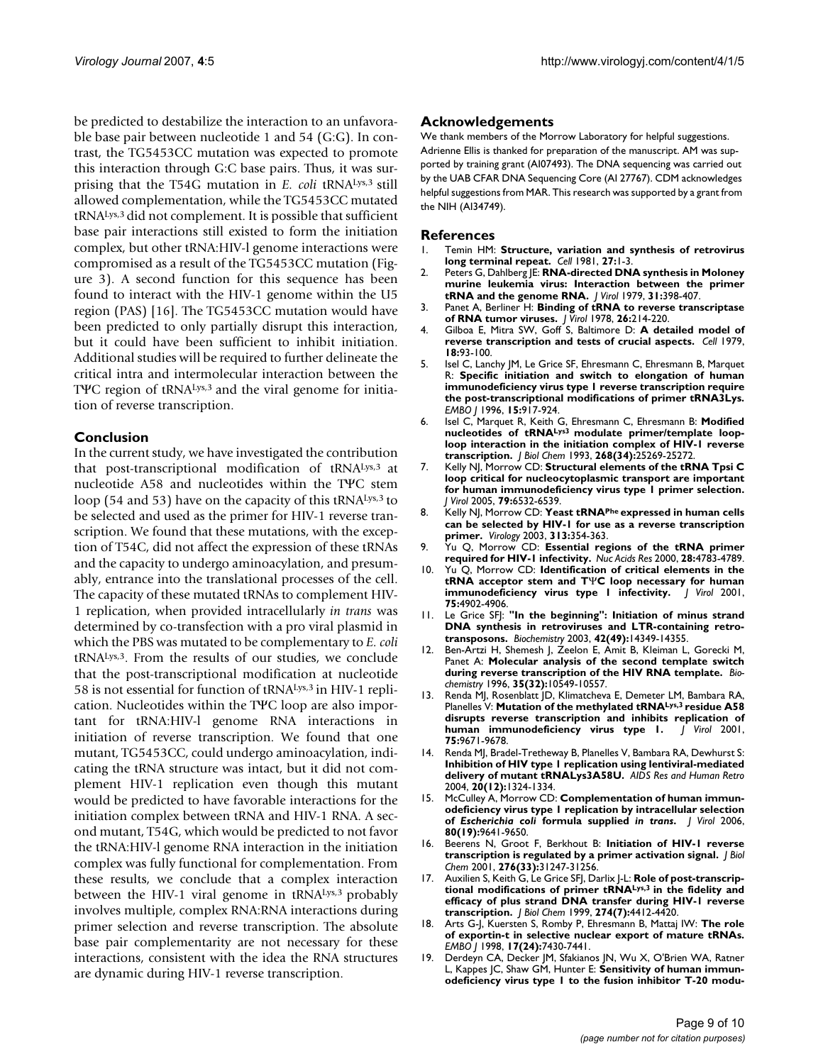be predicted to destabilize the interaction to an unfavorable base pair between nucleotide 1 and 54 (G:G). In contrast, the TG5453CC mutation was expected to promote this interaction through G:C base pairs. Thus, it was surprising that the T54G mutation in *E. coli* tRNA$^{Lys,3}$ still allowed complementation, while the TG5453CC mutated tRNA$^{Lys,3}$ did not complement. It is possible that sufficient base pair interactions still existed to form the initiation complex, but other tRNA:HIV-l genome interactions were compromised as a result of the TG5453CC mutation (Figure 3). A second function for this sequence has been found to interact with the HIV-1 genome within the U5 region (PAS) [16]. The TG5453CC mutation would have been predicted to only partially disrupt this interaction, but it could have been sufficient to inhibit initiation. Additional studies will be required to further delineate the critical intra and intermolecular interaction between the TΨC region of tRNA$^{Lys,3}$ and the viral genome for initiation of reverse transcription.

## Conclusion

In the current study, we have investigated the contribution that post-transcriptional modification of tRNA$^{Lys,3}$ at nucleotide A58 and nucleotides within the TΨC stem loop (54 and 53) have on the capacity of this tRNA$^{Lys,3}$ to be selected and used as the primer for HIV-1 reverse transcription. We found that these mutations, with the exception of T54C, did not affect the expression of these tRNAs and the capacity to undergo aminoacylation, and presumably, entrance into the translational processes of the cell. The capacity of these mutated tRNAs to complement HIV-1 replication, when provided intracellularly *in trans* was determined by co-transfection with a pro viral plasmid in which the PBS was mutated to be complementary to *E. coli* tRNA$^{Lys,3}$. From the results of our studies, we conclude that the post-transcriptional modification at nucleotide 58 is not essential for function of tRNA$^{Lys,3}$ in HIV-1 replication. Nucleotides within the TΨC loop are also important for tRNA:HIV-l genome RNA interactions in initiation of reverse transcription. We found that one mutant, TG5453CC, could undergo aminoacylation, indicating the tRNA structure was intact, but it did not complement HIV-1 replication even though this mutant would be predicted to have favorable interactions for the initiation complex between tRNA and HIV-1 RNA. A second mutant, T54G, which would be predicted to not favor the tRNA:HIV-l genome RNA interaction in the initiation complex was fully functional for complementation. From these results, we conclude that a complex interaction between the HIV-1 viral genome in tRNA$^{Lys,3}$ probably involves multiple, complex RNA:RNA interactions during primer selection and reverse transcription. The absolute base pair complementarity are not necessary for these interactions, consistent with the idea the RNA structures are dynamic during HIV-1 reverse transcription.

## Acknowledgements

We thank members of the Morrow Laboratory for helpful suggestions. Adrienne Ellis is thanked for preparation of the manuscript. AM was supported by training grant (AI07493). The DNA sequencing was carried out by the UAB CFAR DNA Sequencing Core (AI 27767). CDM acknowledges helpful suggestions from MAR. This research was supported by a grant from the NIH (AI34749).

## References

1. Temin HM: **Structure, variation and synthesis of retrovirus long terminal repeat.** *Cell* 1981, **27:**1-3.
2. Peters G, Dahlberg JE: **RNA-directed DNA synthesis in Moloney murine leukemia virus: Interaction between the primer tRNA and the genome RNA.** *J Virol* 1979, **31:**398-407.
3. Panet A, Berliner H: **Binding of tRNA to reverse transcriptase of RNA tumor viruses.** *J Virol* 1978, **26:**214-220.
4. Gilboa E, Mitra SW, Goff S, Baltimore D: **A detailed model of reverse transcription and tests of crucial aspects.** *Cell* 1979, **18:**93-100.
5. Isel C, Lanchy JM, Le Grice SF, Ehresmann C, Ehresmann B, Marquet R: **Specific initiation and switch to elongation of human immunodeficiency virus type 1 reverse transcription require the post-transcriptional modifications of primer tRNA3Lys.** *EMBO J* 1996, **15:**917-924.
6. Isel C, Marquet R, Keith G, Ehresmann C, Ehresmann B: **Modified nucleotides of tRNA$^{Lys3}$ modulate primer/template loop-loop interaction in the initiation complex of HIV-1 reverse transcription.** *J Biol Chem* 1993, **268(34):**25269-25272.
7. Kelly NJ, Morrow CD: **Structural elements of the tRNA Tpsi C loop critical for nucleocytoplasmic transport are important for human immunodeficiency virus type 1 primer selection.** *J Virol* 2005, **79:**6532-6539.
8. Kelly NJ, Morrow CD: **Yeast tRNA$^{Phe}$ expressed in human cells can be selected by HIV-1 for use as a reverse transcription primer.** *Virology* 2003, **313:**354-363.
9. Yu Q, Morrow CD: **Essential regions of the tRNA primer required for HIV-1 infectivity.** *Nuc Acids Res* 2000, **28:**4783-4789.
10. Yu Q, Morrow CD: **Identification of critical elements in the tRNA acceptor stem and TΨC loop necessary for human immunodeficiency virus type 1 infectivity.** *J Virol* 2001, **75:**4902-4906.
11. Le Grice SFJ: **"In the beginning": Initiation of minus strand DNA synthesis in retroviruses and LTR-containing retrotransposons.** *Biochemistry* 2003, **42(49):**14349-14355.
12. Ben-Artzi H, Shemesh J, Zeelon E, Amit B, Kleiman L, Gorecki M, Panet A: **Molecular analysis of the second template switch during reverse transcription of the HIV RNA template.** *Biochemistry* 1996, **35(32):**10549-10557.
13. Renda MJ, Rosenblatt JD, Klimatcheva E, Demeter LM, Bambara RA, Planelles V: **Mutation of the methylated tRNA$^{Lys,3}$ residue A58 disrupts reverse transcription and inhibits replication of human immunodeficiency virus type 1.** *J Virol* 2001, **75:**9671-9678.
14. Renda MJ, Bradel-Tretheway B, Planelles V, Bambara RA, Dewhurst S: **Inhibition of HIV type 1 replication using lentiviral-mediated delivery of mutant tRNALys3A58U.** *AIDS Res and Human Retro* 2004, **20(12):**1324-1334.
15. McCulley A, Morrow CD: **Complementation of human immunodeficiency virus type 1 replication by intracellular selection of *Escherichia coli* formula supplied *in trans*.** *J Virol* 2006, **80(19):**9641-9650.
16. Beerens N, Groot F, Berkhout B: **Initiation of HIV-1 reverse transcription is regulated by a primer activation signal.** *J Biol Chem* 2001, **276(33):**31247-31256.
17. Auxilien S, Keith G, Le Grice SFJ, Darlix J-L: **Role of post-transcriptional modifications of primer tRNA$^{Lys,3}$ in the fidelity and efficacy of plus strand DNA transfer during HIV-1 reverse transcription.** *J Biol Chem* 1999, **274(7):**4412-4420.
18. Arts G-J, Kuersten S, Romby P, Ehresmann B, Mattaj IW: **The role of exportin-t in selective nuclear export of mature tRNAs.** *EMBO J* 1998, **17(24):**7430-7441.
19. Derdeyn CA, Decker JM, Sfakianos JN, Wu X, O'Brien WA, Ratner L, Kappes JC, Shaw GM, Hunter E: **Sensitivity of human immunodeficiency virus type 1 to the fusion inhibitor T-20 modu-**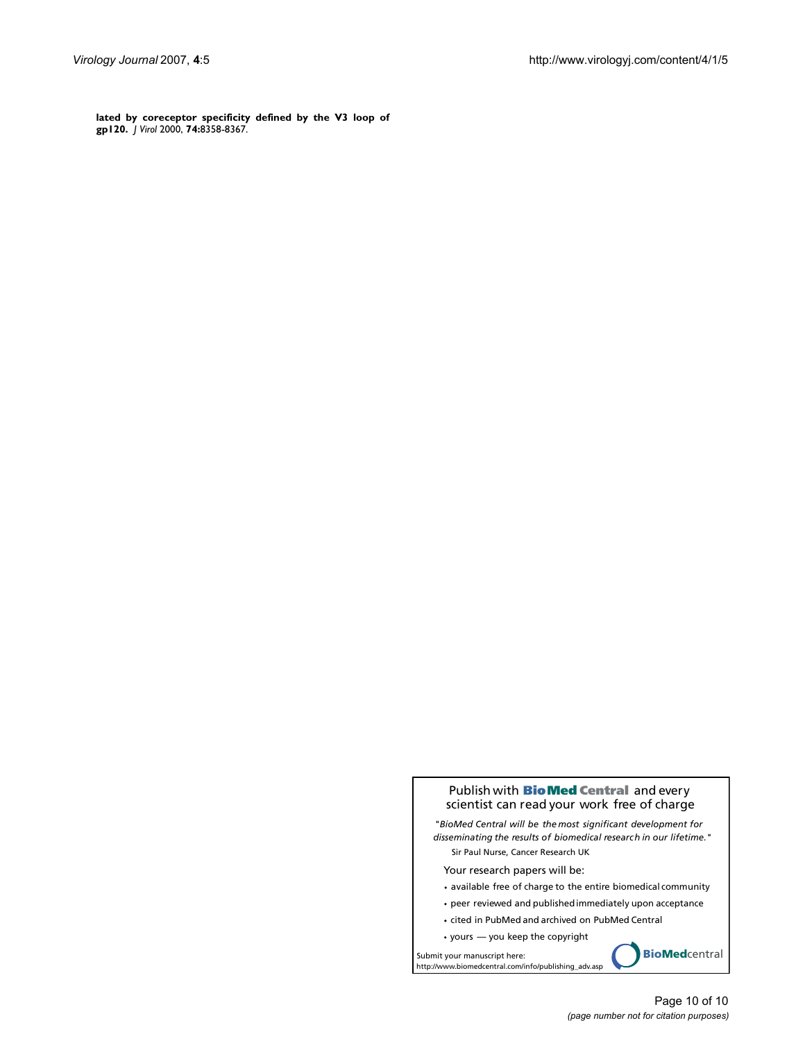**lated by coreceptor specificity defined by the V3 loop of gp120.** *J Virol* 2000, **74:**8358-8367.

Publish with **BioMed Central** and every scientist can read your work free of charge

*"BioMed Central will be the most significant development for disseminating the results of biomedical research in our lifetime."*

Sir Paul Nurse, Cancer Research UK

Your research papers will be:

- available free of charge to the entire biomedical community
- peer reviewed and published immediately upon acceptance
- cited in PubMed and archived on PubMed Central
- yours — you keep the copyright

Submit your manuscript here:
http://www.biomedcentral.com/info/publishing_adv.asp

**BioMed**central